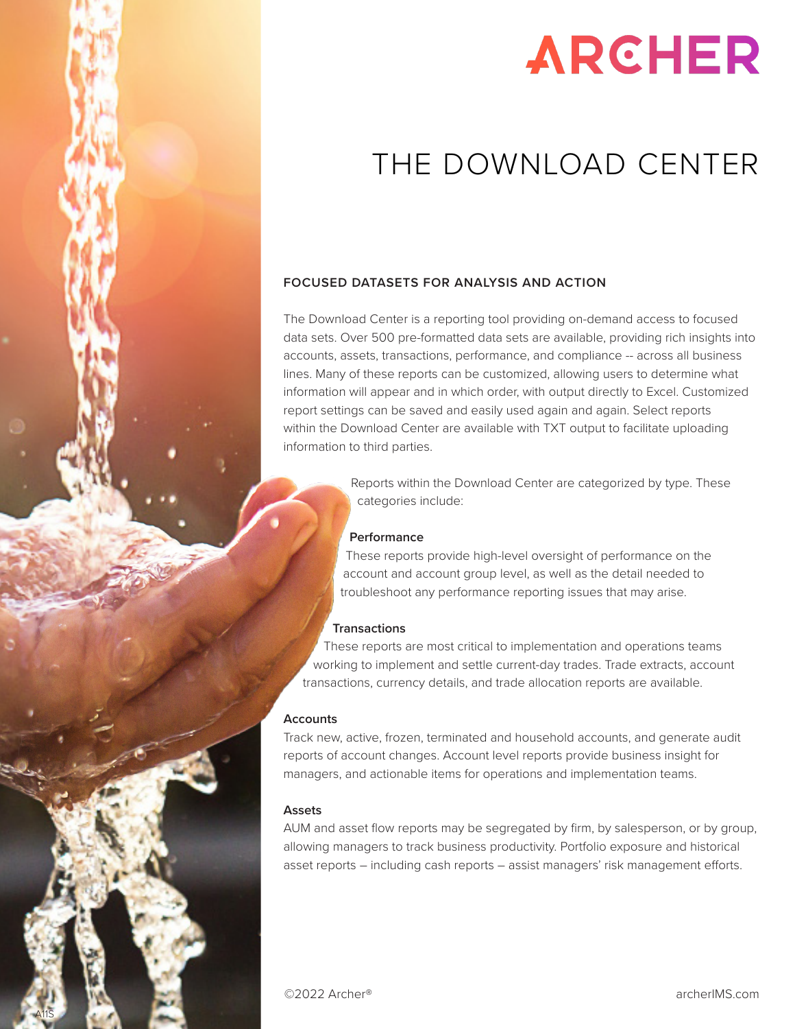# ARCHER

# THE DOWNLOAD CENTER

## FOCUSED DATASETS FOR ANALYSIS AND ACTION

The Download Center is a reporting tool providing on-demand access to focused data sets. Over 500 pre-formatted data sets are available, providing rich insights into accounts, assets, transactions, performance, and compliance -- across all business lines. Many of these reports can be customized, allowing users to determine what information will appear and in which order, with output directly to Excel. Customized report settings can be saved and easily used again and again. Select reports within the Download Center are available with TXT output to facilitate uploading information to third parties.

Reports within the Download Center are categorized by type. These categories include:

### Performance

These reports provide high-level oversight of performance on the account and account group level, as well as the detail needed to troubleshoot any performance reporting issues that may arise.

### Transactions

These reports are most critical to implementation and operations teams working to implement and settle current-day trades. Trade extracts, account transactions, currency details, and trade allocation reports are available.

### Accounts

Track new, active, frozen, terminated and household accounts, and generate audit reports of account changes. Account level reports provide business insight for managers, and actionable items for operations and implementation teams.

### Assets

AUM and asset flow reports may be segregated by firm, by salesperson, or by group, allowing managers to track business productivity. Portfolio exposure and historical asset reports – including cash reports – assist managers' risk management efforts.

©2022 Archer®

archerIMS.com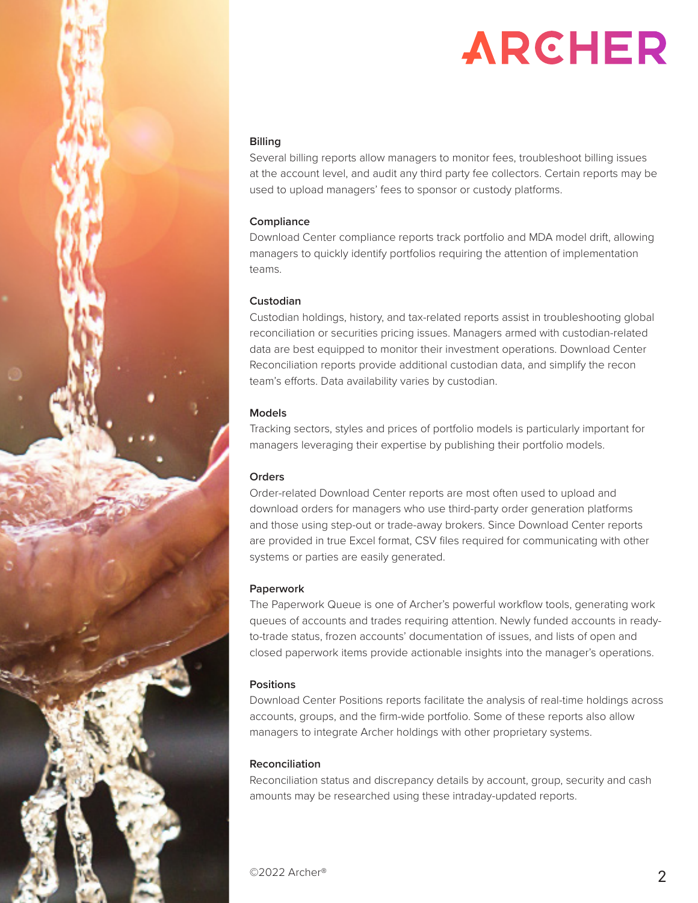### Billing

Several billing reports allow managers to monitor fees, troubleshoot billing issues at the account level, and audit any third party fee collectors. Certain reports may be used to upload managers' fees to sponsor or custody platforms.

### Compliance

Download Center compliance reports track portfolio and MDA model drift, allowing managers to quickly identify portfolios requiring the attention of implementation teams.

### Custodian

Custodian holdings, history, and tax-related reports assist in troubleshooting global reconciliation or securities pricing issues. Managers armed with custodian-related data are best equipped to monitor their investment operations. Download Center Reconciliation reports provide additional custodian data, and simplify the recon team's efforts. Data availability varies by custodian.

### Models

Tracking sectors, styles and prices of portfolio models is particularly important for managers leveraging their expertise by publishing their portfolio models.

### Orders

Order-related Download Center reports are most often used to upload and download orders for managers who use third-party order generation platforms and those using step-out or trade-away brokers. Since Download Center reports are provided in true Excel format, CSV files required for communicating with other systems or parties are easily generated.

### Paperwork

The Paperwork Queue is one of Archer's powerful workflow tools, generating work queues of accounts and trades requiring attention. Newly funded accounts in ready-to-trade status, frozen accounts' documentation of issues, and lists of open and closed paperwork items provide actionable insights into the manager's operations.

### Positions

Download Center Positions reports facilitate the analysis of real-time holdings across accounts, groups, and the firm-wide portfolio. Some of these reports also allow managers to integrate Archer holdings with other proprietary systems.

### Reconciliation

Reconciliation status and discrepancy details by account, group, security and cash amounts may be researched using these intraday-updated reports.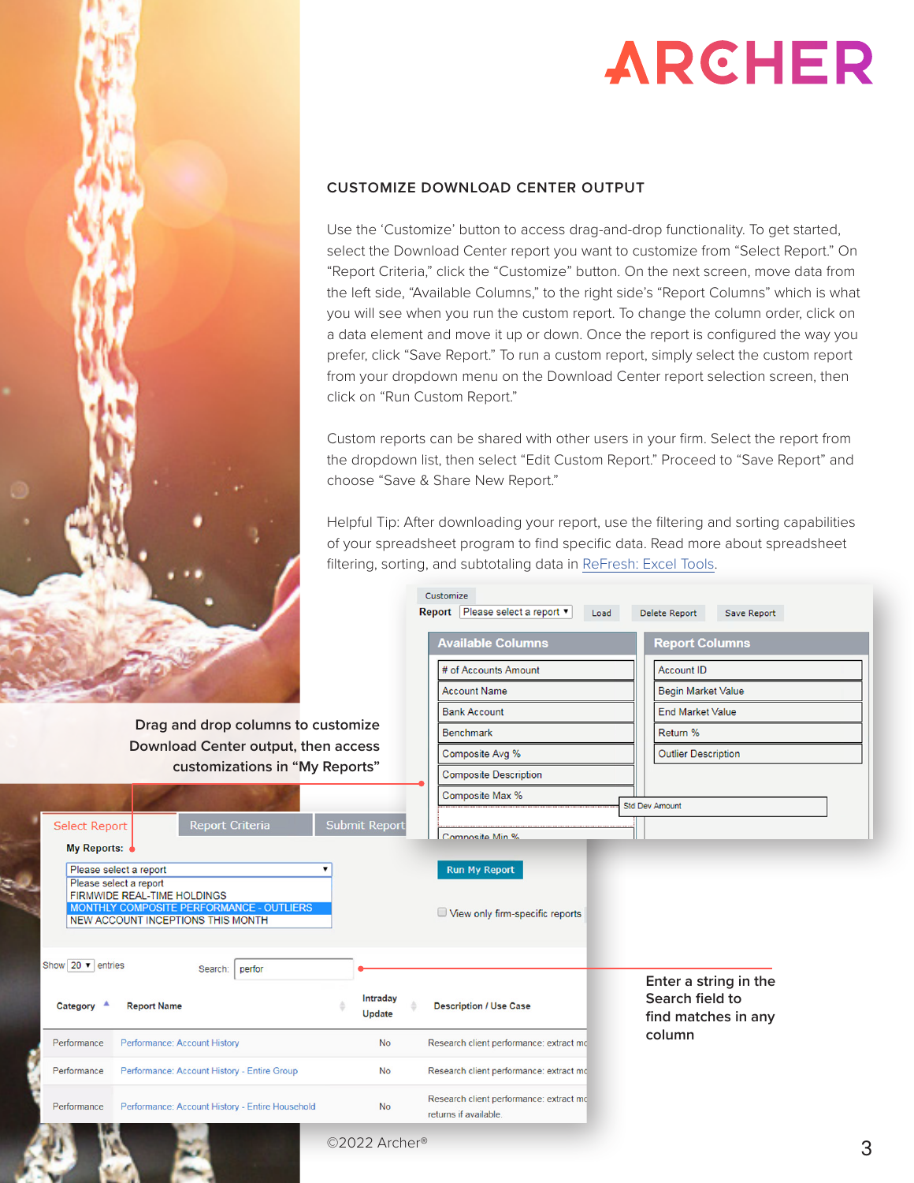## CUSTOMIZE DOWNLOAD CENTER OUTPUT

Use the 'Customize' button to access drag-and-drop functionality. To get started, select the Download Center report you want to customize from "Select Report." On "Report Criteria," click the "Customize" button. On the next screen, move data from the left side, "Available Columns," to the right side's "Report Columns" which is what you will see when you run the custom report. To change the column order, click on a data element and move it up or down. Once the report is configured the way you prefer, click "Save Report." To run a custom report, simply select the custom report from your dropdown menu on the Download Center report selection screen, then click on "Run Custom Report."

Custom reports can be shared with other users in your firm. Select the report from the dropdown list, then select "Edit Custom Report." Proceed to "Save Report" and choose "Save & Share New Report."

Helpful Tip: After downloading your report, use the filtering and sorting capabilities of your spreadsheet program to find specific data. Read more about spreadsheet filtering, sorting, and subtotaling data in [ReFresh: Excel Tools](ReFresh: Excel Tools).

Drag and drop columns to customize Download Center output, then access customizations in "My Reports"

Enter a string in the Search field to find matches in any column

©2022 Archer®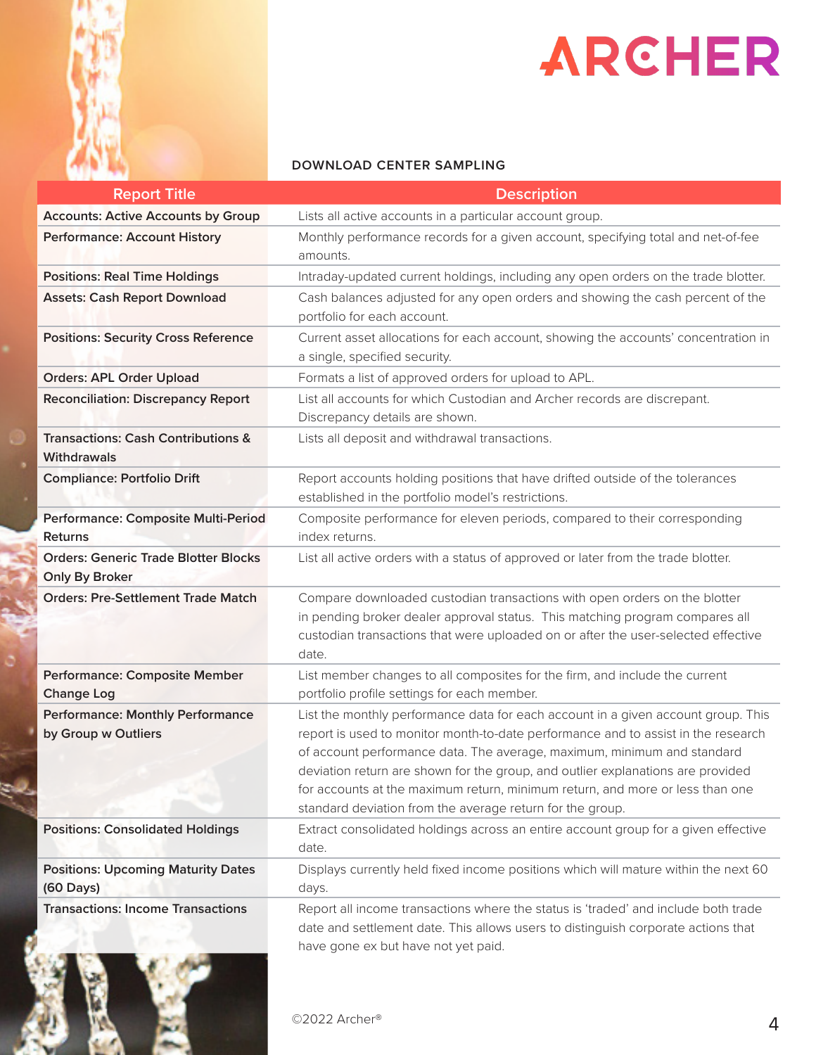ARCHER

## DOWNLOAD CENTER SAMPLING

| Report Title | Description |
|---|---|
| **Accounts: Active Accounts by Group** | Lists all active accounts in a particular account group. |
| **Performance: Account History** | Monthly performance records for a given account, specifying total and net-of-fee amounts. |
| **Positions: Real Time Holdings** | Intraday-updated current holdings, including any open orders on the trade blotter. |
| **Assets: Cash Report Download** | Cash balances adjusted for any open orders and showing the cash percent of the portfolio for each account. |
| **Positions: Security Cross Reference** | Current asset allocations for each account, showing the accounts' concentration in a single, specified security. |
| **Orders: APL Order Upload** | Formats a list of approved orders for upload to APL. |
| **Reconciliation: Discrepancy Report** | List all accounts for which Custodian and Archer records are discrepant. Discrepancy details are shown. |
| **Transactions: Cash Contributions & Withdrawals** | Lists all deposit and withdrawal transactions. |
| **Compliance: Portfolio Drift** | Report accounts holding positions that have drifted outside of the tolerances established in the portfolio model's restrictions. |
| **Performance: Composite Multi-Period Returns** | Composite performance for eleven periods, compared to their corresponding index returns. |
| **Orders: Generic Trade Blotter Blocks Only By Broker** | List all active orders with a status of approved or later from the trade blotter. |
| **Orders: Pre-Settlement Trade Match** | Compare downloaded custodian transactions with open orders on the blotter in pending broker dealer approval status. This matching program compares all custodian transactions that were uploaded on or after the user-selected effective date. |
| **Performance: Composite Member Change Log** | List member changes to all composites for the firm, and include the current portfolio profile settings for each member. |
| **Performance: Monthly Performance by Group w Outliers** | List the monthly performance data for each account in a given account group. This report is used to monitor month-to-date performance and to assist in the research of account performance data. The average, maximum, minimum and standard deviation return are shown for the group, and outlier explanations are provided for accounts at the maximum return, minimum return, and more or less than one standard deviation from the average return for the group. |
| **Positions: Consolidated Holdings** | Extract consolidated holdings across an entire account group for a given effective date. |
| **Positions: Upcoming Maturity Dates (60 Days)** | Displays currently held fixed income positions which will mature within the next 60 days. |
| **Transactions: Income Transactions** | Report all income transactions where the status is 'traded' and include both trade date and settlement date. This allows users to distinguish corporate actions that have gone ex but have not yet paid. |

©2022 Archer®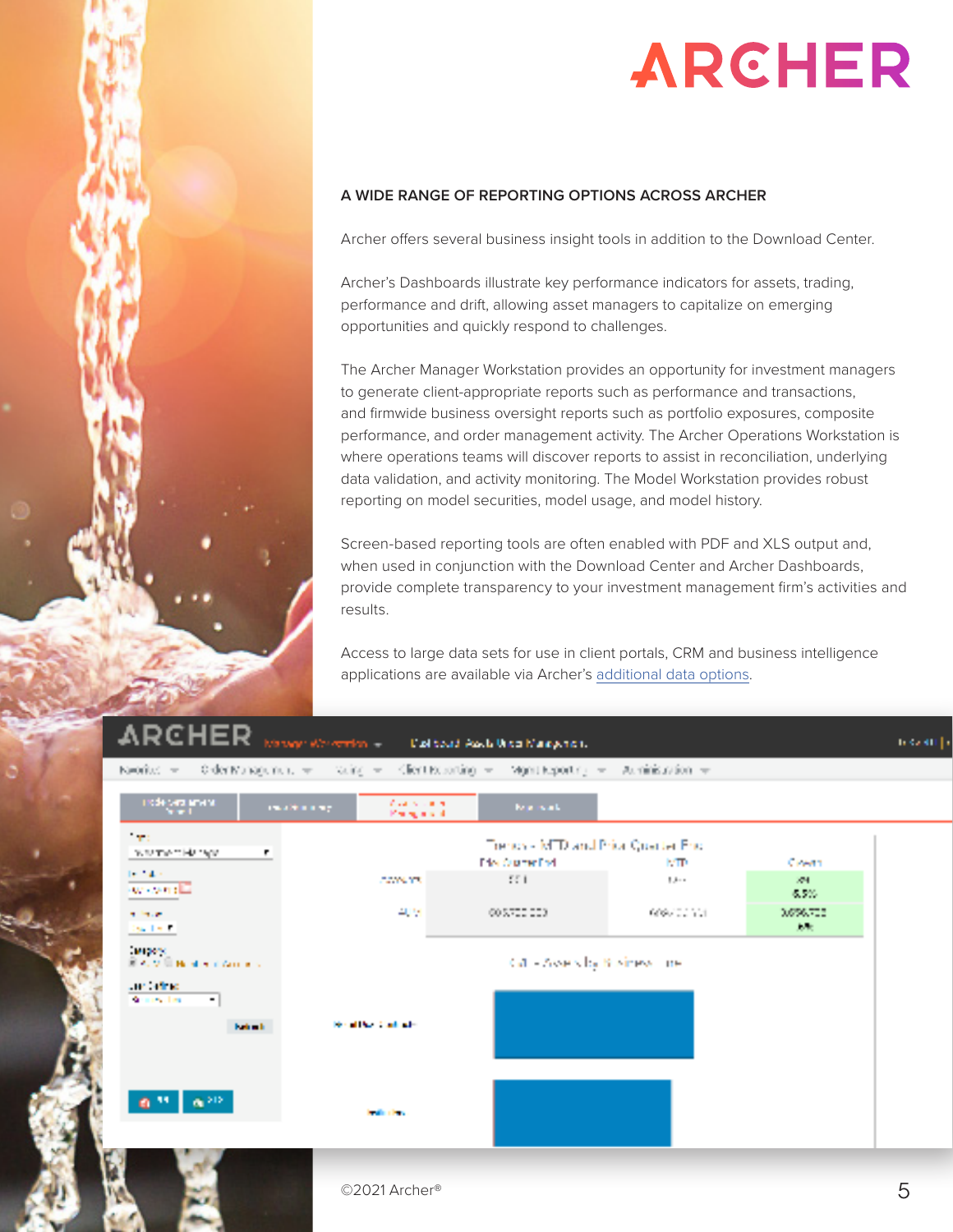## A WIDE RANGE OF REPORTING OPTIONS ACROSS ARCHER

Archer offers several business insight tools in addition to the Download Center.

Archer's Dashboards illustrate key performance indicators for assets, trading, performance and drift, allowing asset managers to capitalize on emerging opportunities and quickly respond to challenges.

The Archer Manager Workstation provides an opportunity for investment managers to generate client-appropriate reports such as performance and transactions, and firmwide business oversight reports such as portfolio exposures, composite performance, and order management activity. The Archer Operations Workstation is where operations teams will discover reports to assist in reconciliation, underlying data validation, and activity monitoring. The Model Workstation provides robust reporting on model securities, model usage, and model history.

Screen-based reporting tools are often enabled with PDF and XLS output and, when used in conjunction with the Download Center and Archer Dashboards, provide complete transparency to your investment management firm's activities and results.

Access to large data sets for use in client portals, CRM and business intelligence applications are available via Archer's additional data options.

©2021 Archer®